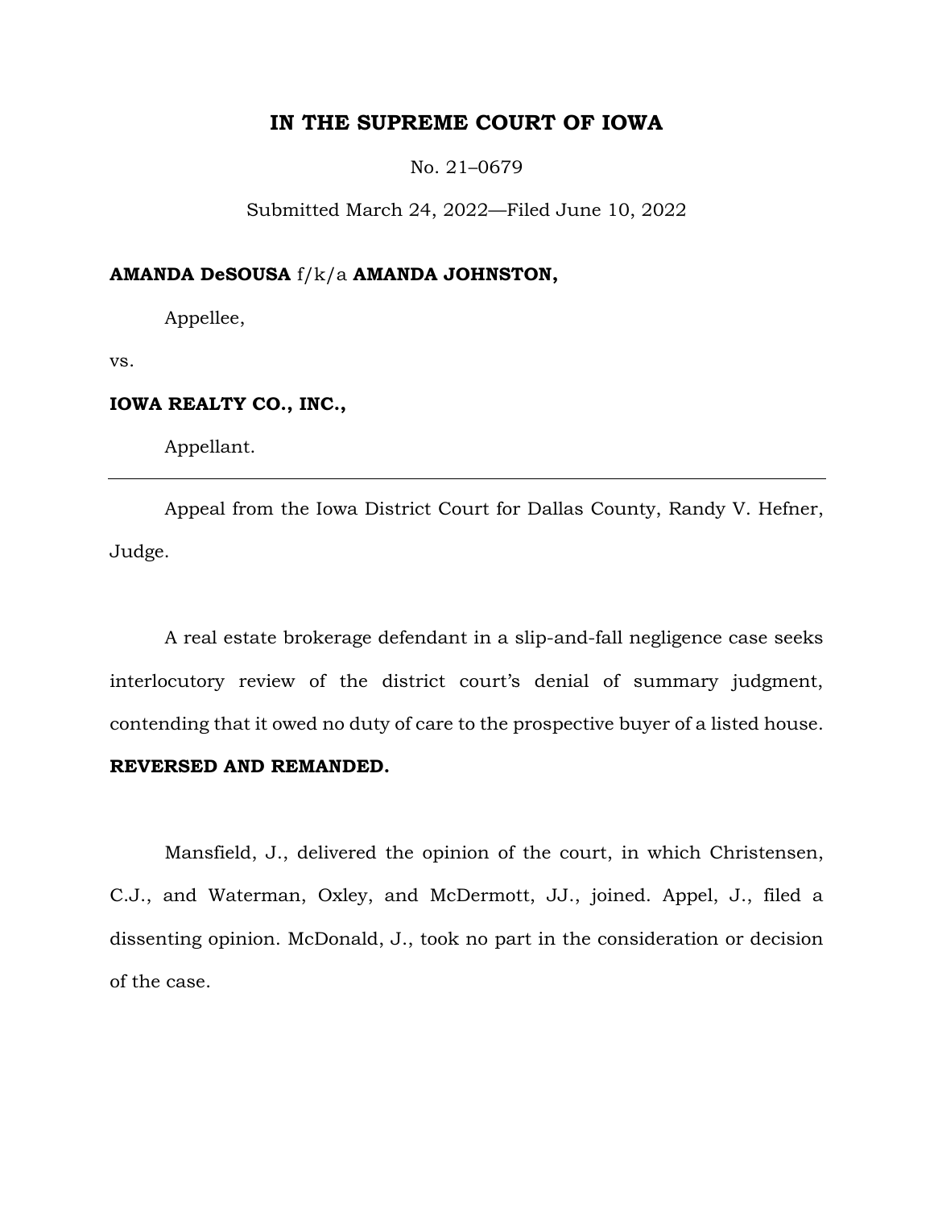# IN THE SUPREME COURT OF IOWA

No. 21–0679

Submitted March 24, 2022—Filed June 10, 2022

**AMANDA DeSOUSA** f/k/a **AMANDA JOHNSTON,**

Appellee,

vs.

**IOWA REALTY CO., INC.,**

Appellant.

---

Appeal from the Iowa District Court for Dallas County, Randy V. Hefner, Judge.

A real estate brokerage defendant in a slip-and-fall negligence case seeks interlocutory review of the district court's denial of summary judgment, contending that it owed no duty of care to the prospective buyer of a listed house.

**REVERSED AND REMANDED.**

Mansfield, J., delivered the opinion of the court, in which Christensen, C.J., and Waterman, Oxley, and McDermott, JJ., joined. Appel, J., filed a dissenting opinion. McDonald, J., took no part in the consideration or decision of the case.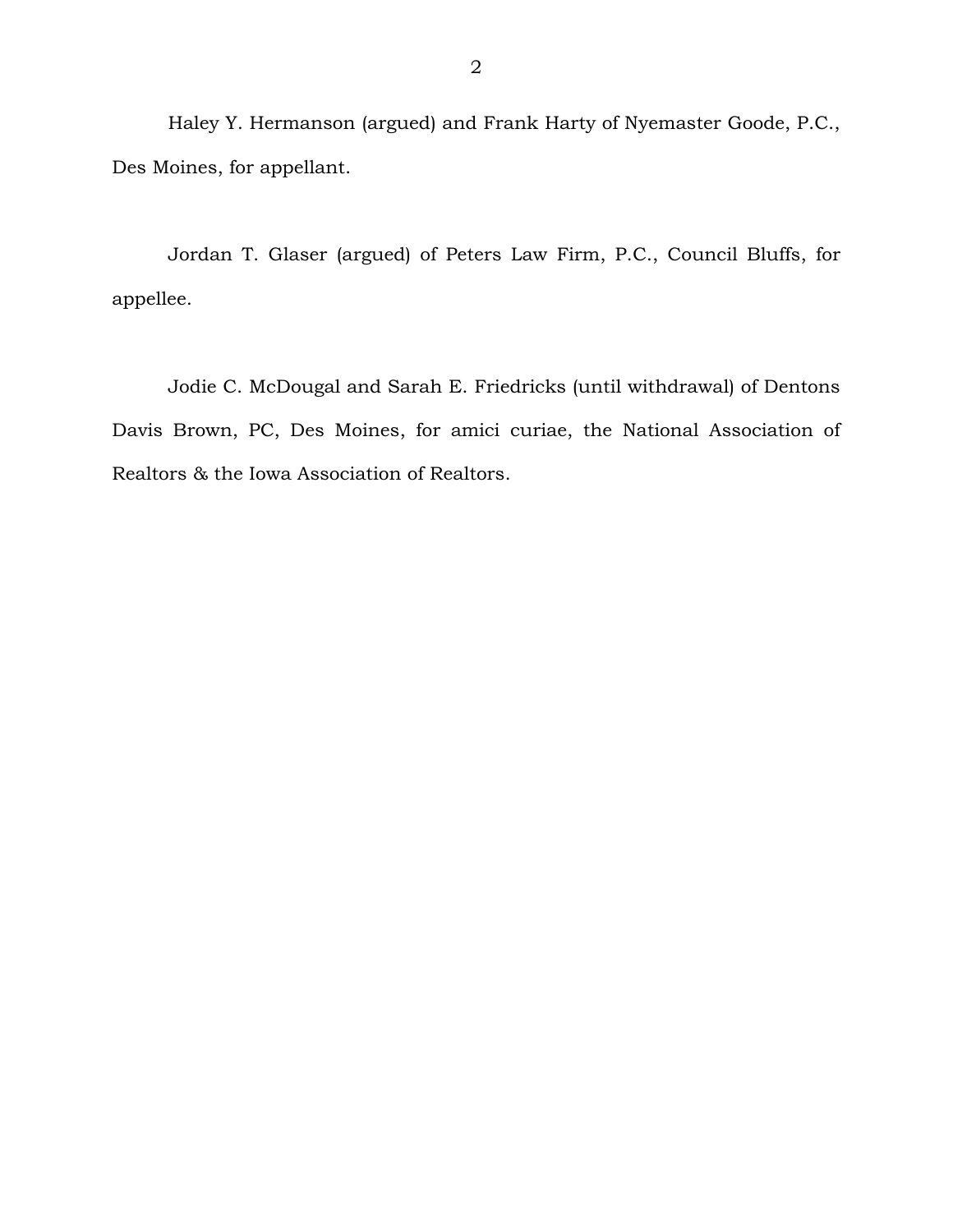Haley Y. Hermanson (argued) and Frank Harty of Nyemaster Goode, P.C., Des Moines, for appellant.

Jordan T. Glaser (argued) of Peters Law Firm, P.C., Council Bluffs, for appellee.

Jodie C. McDougal and Sarah E. Friedricks (until withdrawal) of Dentons Davis Brown, PC, Des Moines, for amici curiae, the National Association of Realtors & the Iowa Association of Realtors.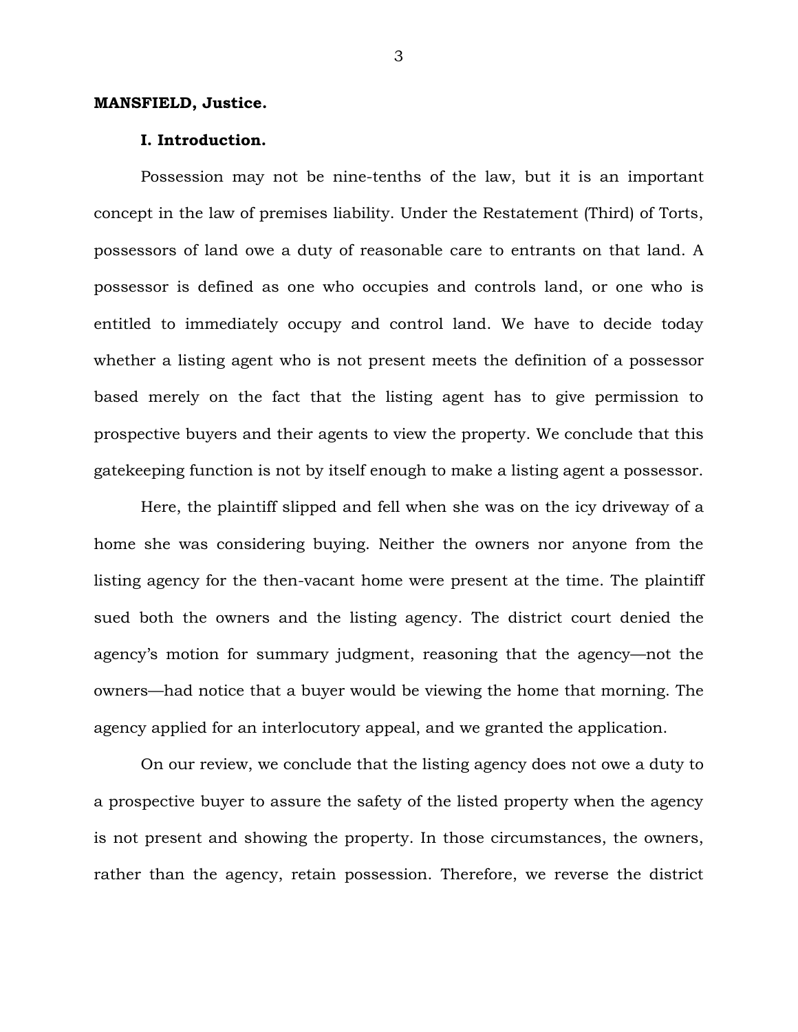**MANSFIELD, Justice.**

**I. Introduction.**

Possession may not be nine-tenths of the law, but it is an important concept in the law of premises liability. Under the Restatement (Third) of Torts, possessors of land owe a duty of reasonable care to entrants on that land. A possessor is defined as one who occupies and controls land, or one who is entitled to immediately occupy and control land. We have to decide today whether a listing agent who is not present meets the definition of a possessor based merely on the fact that the listing agent has to give permission to prospective buyers and their agents to view the property. We conclude that this gatekeeping function is not by itself enough to make a listing agent a possessor.

Here, the plaintiff slipped and fell when she was on the icy driveway of a home she was considering buying. Neither the owners nor anyone from the listing agency for the then-vacant home were present at the time. The plaintiff sued both the owners and the listing agency. The district court denied the agency's motion for summary judgment, reasoning that the agency—not the owners—had notice that a buyer would be viewing the home that morning. The agency applied for an interlocutory appeal, and we granted the application.

On our review, we conclude that the listing agency does not owe a duty to a prospective buyer to assure the safety of the listed property when the agency is not present and showing the property. In those circumstances, the owners, rather than the agency, retain possession. Therefore, we reverse the district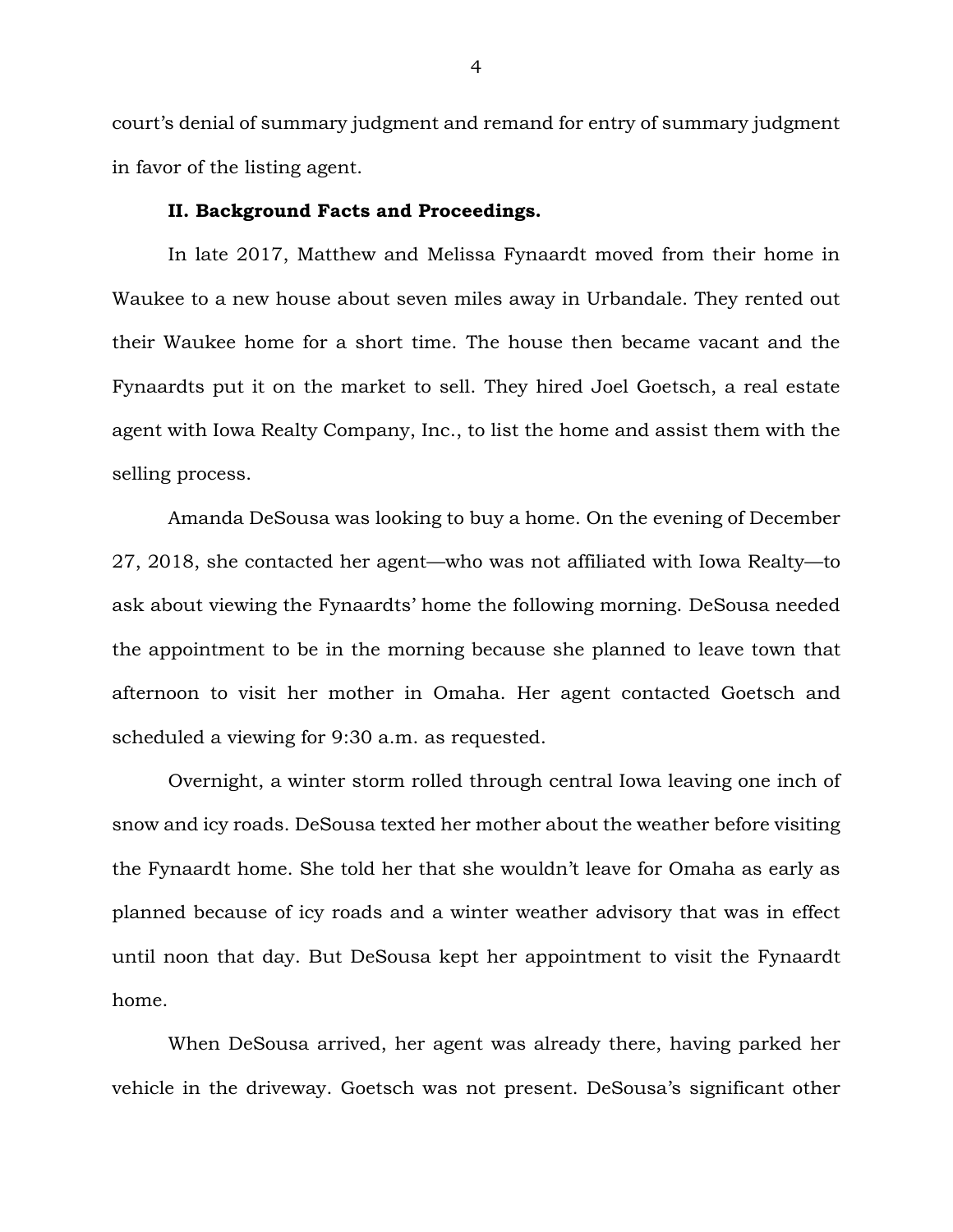court's denial of summary judgment and remand for entry of summary judgment in favor of the listing agent.

## II. Background Facts and Proceedings.

In late 2017, Matthew and Melissa Fynaardt moved from their home in Waukee to a new house about seven miles away in Urbandale. They rented out their Waukee home for a short time. The house then became vacant and the Fynaardts put it on the market to sell. They hired Joel Goetsch, a real estate agent with Iowa Realty Company, Inc., to list the home and assist them with the selling process.

Amanda DeSousa was looking to buy a home. On the evening of December 27, 2018, she contacted her agent—who was not affiliated with Iowa Realty—to ask about viewing the Fynaardts' home the following morning. DeSousa needed the appointment to be in the morning because she planned to leave town that afternoon to visit her mother in Omaha. Her agent contacted Goetsch and scheduled a viewing for 9:30 a.m. as requested.

Overnight, a winter storm rolled through central Iowa leaving one inch of snow and icy roads. DeSousa texted her mother about the weather before visiting the Fynaardt home. She told her that she wouldn't leave for Omaha as early as planned because of icy roads and a winter weather advisory that was in effect until noon that day. But DeSousa kept her appointment to visit the Fynaardt home.

When DeSousa arrived, her agent was already there, having parked her vehicle in the driveway. Goetsch was not present. DeSousa's significant other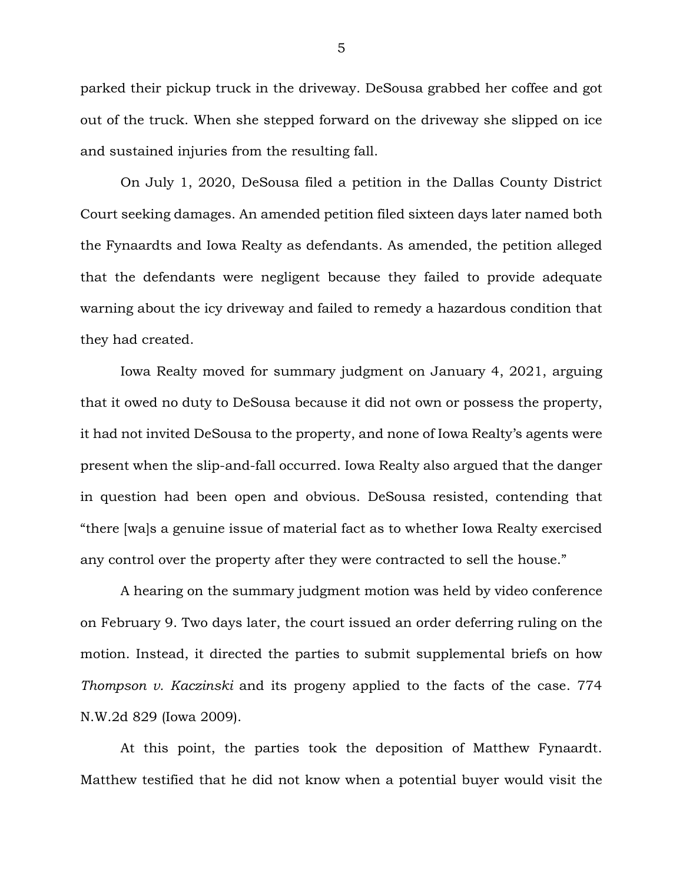parked their pickup truck in the driveway. DeSousa grabbed her coffee and got out of the truck. When she stepped forward on the driveway she slipped on ice and sustained injuries from the resulting fall.

On July 1, 2020, DeSousa filed a petition in the Dallas County District Court seeking damages. An amended petition filed sixteen days later named both the Fynaardts and Iowa Realty as defendants. As amended, the petition alleged that the defendants were negligent because they failed to provide adequate warning about the icy driveway and failed to remedy a hazardous condition that they had created.

Iowa Realty moved for summary judgment on January 4, 2021, arguing that it owed no duty to DeSousa because it did not own or possess the property, it had not invited DeSousa to the property, and none of Iowa Realty's agents were present when the slip-and-fall occurred. Iowa Realty also argued that the danger in question had been open and obvious. DeSousa resisted, contending that "there [wa]s a genuine issue of material fact as to whether Iowa Realty exercised any control over the property after they were contracted to sell the house."

A hearing on the summary judgment motion was held by video conference on February 9. Two days later, the court issued an order deferring ruling on the motion. Instead, it directed the parties to submit supplemental briefs on how *Thompson v. Kaczinski* and its progeny applied to the facts of the case. 774 N.W.2d 829 (Iowa 2009).

At this point, the parties took the deposition of Matthew Fynaardt. Matthew testified that he did not know when a potential buyer would visit the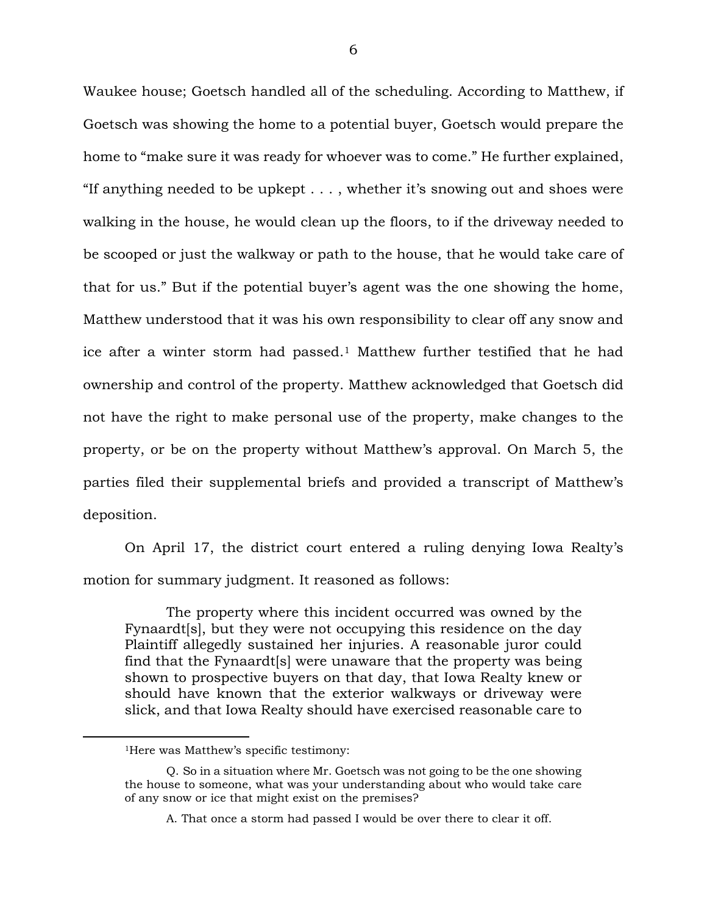Waukee house; Goetsch handled all of the scheduling. According to Matthew, if Goetsch was showing the home to a potential buyer, Goetsch would prepare the home to "make sure it was ready for whoever was to come." He further explained, "If anything needed to be upkept . . . , whether it's snowing out and shoes were walking in the house, he would clean up the floors, to if the driveway needed to be scooped or just the walkway or path to the house, that he would take care of that for us." But if the potential buyer's agent was the one showing the home, Matthew understood that it was his own responsibility to clear off any snow and ice after a winter storm had passed.[1] Matthew further testified that he had ownership and control of the property. Matthew acknowledged that Goetsch did not have the right to make personal use of the property, make changes to the property, or be on the property without Matthew's approval. On March 5, the parties filed their supplemental briefs and provided a transcript of Matthew's deposition.

On April 17, the district court entered a ruling denying Iowa Realty's motion for summary judgment. It reasoned as follows:

> The property where this incident occurred was owned by the Fynaardt[s], but they were not occupying this residence on the day Plaintiff allegedly sustained her injuries. A reasonable juror could find that the Fynaardt[s] were unaware that the property was being shown to prospective buyers on that day, that Iowa Realty knew or should have known that the exterior walkways or driveway were slick, and that Iowa Realty should have exercised reasonable care to

---

[1]Here was Matthew's specific testimony:

> Q. So in a situation where Mr. Goetsch was not going to be the one showing the house to someone, what was your understanding about who would take care of any snow or ice that might exist on the premises?
>
> A. That once a storm had passed I would be over there to clear it off.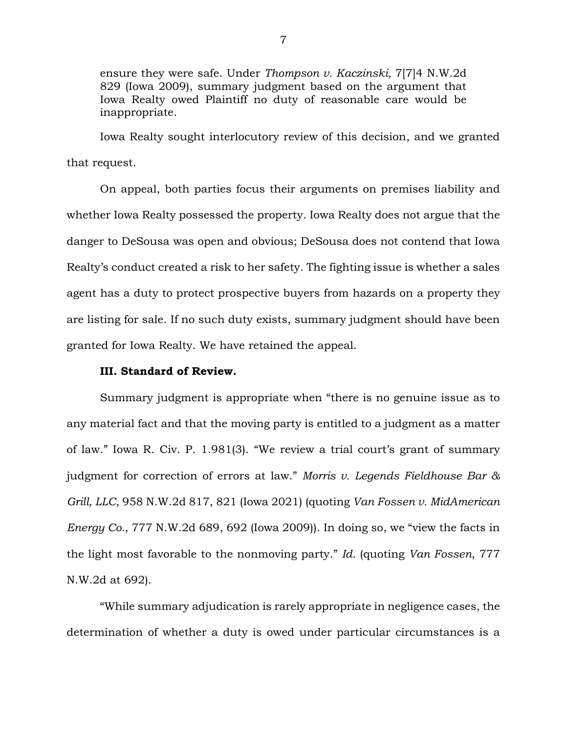ensure they were safe. Under *Thompson v. Kaczinski*, 7[7]4 N.W.2d 829 (Iowa 2009), summary judgment based on the argument that Iowa Realty owed Plaintiff no duty of reasonable care would be inappropriate.

Iowa Realty sought interlocutory review of this decision, and we granted that request.

On appeal, both parties focus their arguments on premises liability and whether Iowa Realty possessed the property. Iowa Realty does not argue that the danger to DeSousa was open and obvious; DeSousa does not contend that Iowa Realty's conduct created a risk to her safety. The fighting issue is whether a sales agent has a duty to protect prospective buyers from hazards on a property they are listing for sale. If no such duty exists, summary judgment should have been granted for Iowa Realty. We have retained the appeal.

**III. Standard of Review.**

Summary judgment is appropriate when "there is no genuine issue as to any material fact and that the moving party is entitled to a judgment as a matter of law." Iowa R. Civ. P. 1.981(3). "We review a trial court's grant of summary judgment for correction of errors at law." *Morris v. Legends Fieldhouse Bar & Grill, LLC*, 958 N.W.2d 817, 821 (Iowa 2021) (quoting *Van Fossen v. MidAmerican Energy Co.*, 777 N.W.2d 689, 692 (Iowa 2009)). In doing so, we "view the facts in the light most favorable to the nonmoving party." *Id.* (quoting *Van Fossen*, 777 N.W.2d at 692).

"While summary adjudication is rarely appropriate in negligence cases, the determination of whether a duty is owed under particular circumstances is a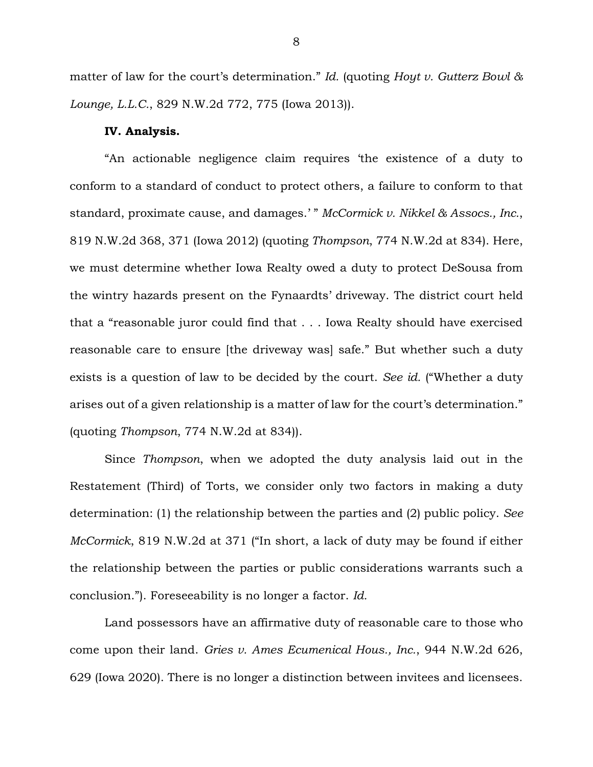matter of law for the court's determination." *Id.* (quoting *Hoyt v. Gutterz Bowl & Lounge, L.L.C.*, 829 N.W.2d 772, 775 (Iowa 2013)).

**IV. Analysis.**

"An actionable negligence claim requires 'the existence of a duty to conform to a standard of conduct to protect others, a failure to conform to that standard, proximate cause, and damages.' " *McCormick v. Nikkel & Assocs., Inc.*, 819 N.W.2d 368, 371 (Iowa 2012) (quoting *Thompson*, 774 N.W.2d at 834). Here, we must determine whether Iowa Realty owed a duty to protect DeSousa from the wintry hazards present on the Fynaardts' driveway. The district court held that a "reasonable juror could find that . . . Iowa Realty should have exercised reasonable care to ensure [the driveway was] safe." But whether such a duty exists is a question of law to be decided by the court. *See id.* ("Whether a duty arises out of a given relationship is a matter of law for the court's determination." (quoting *Thompson*, 774 N.W.2d at 834)).

Since *Thompson*, when we adopted the duty analysis laid out in the Restatement (Third) of Torts, we consider only two factors in making a duty determination: (1) the relationship between the parties and (2) public policy. *See McCormick*, 819 N.W.2d at 371 ("In short, a lack of duty may be found if either the relationship between the parties or public considerations warrants such a conclusion."). Foreseeability is no longer a factor. *Id.*

Land possessors have an affirmative duty of reasonable care to those who come upon their land. *Gries v. Ames Ecumenical Hous., Inc.*, 944 N.W.2d 626, 629 (Iowa 2020). There is no longer a distinction between invitees and licensees.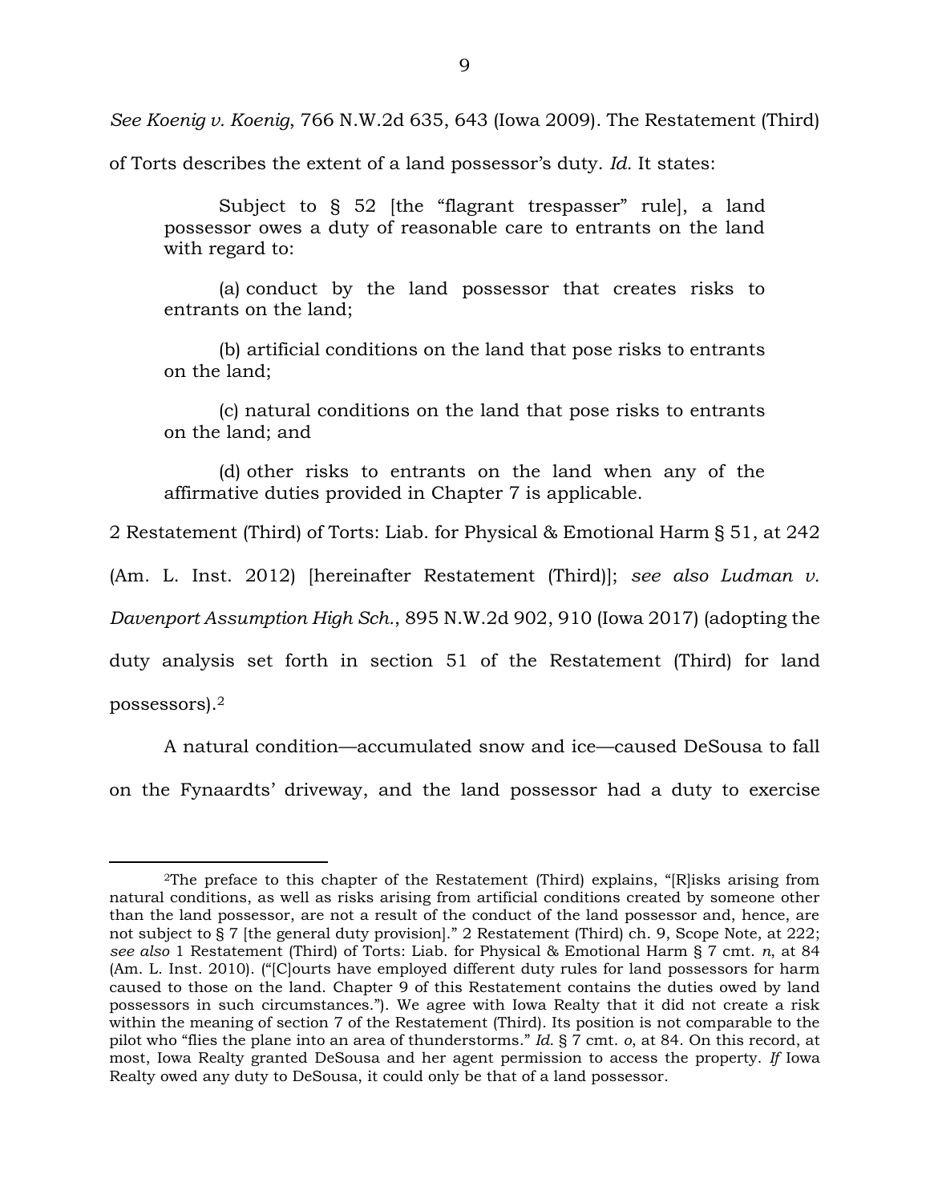*See Koenig v. Koenig*, 766 N.W.2d 635, 643 (Iowa 2009). The Restatement (Third) of Torts describes the extent of a land possessor's duty. *Id.* It states:

> Subject to § 52 [the "flagrant trespasser" rule], a land possessor owes a duty of reasonable care to entrants on the land with regard to:
>
> (a) conduct by the land possessor that creates risks to entrants on the land;
>
> (b) artificial conditions on the land that pose risks to entrants on the land;
>
> (c) natural conditions on the land that pose risks to entrants on the land; and
>
> (d) other risks to entrants on the land when any of the affirmative duties provided in Chapter 7 is applicable.

2 Restatement (Third) of Torts: Liab. for Physical & Emotional Harm § 51, at 242 (Am. L. Inst. 2012) [hereinafter Restatement (Third)]; *see also Ludman v. Davenport Assumption High Sch.*, 895 N.W.2d 902, 910 (Iowa 2017) (adopting the duty analysis set forth in section 51 of the Restatement (Third) for land possessors).[2]

A natural condition—accumulated snow and ice—caused DeSousa to fall on the Fynaardts' driveway, and the land possessor had a duty to exercise

---

[2]The preface to this chapter of the Restatement (Third) explains, "[R]isks arising from natural conditions, as well as risks arising from artificial conditions created by someone other than the land possessor, are not a result of the conduct of the land possessor and, hence, are not subject to § 7 [the general duty provision]." 2 Restatement (Third) ch. 9, Scope Note, at 222; *see also* 1 Restatement (Third) of Torts: Liab. for Physical & Emotional Harm § 7 cmt. *n*, at 84 (Am. L. Inst. 2010). ("[C]ourts have employed different duty rules for land possessors for harm caused to those on the land. Chapter 9 of this Restatement contains the duties owed by land possessors in such circumstances."). We agree with Iowa Realty that it did not create a risk within the meaning of section 7 of the Restatement (Third). Its position is not comparable to the pilot who "flies the plane into an area of thunderstorms." *Id.* § 7 cmt. *o*, at 84. On this record, at most, Iowa Realty granted DeSousa and her agent permission to access the property. *If* Iowa Realty owed any duty to DeSousa, it could only be that of a land possessor.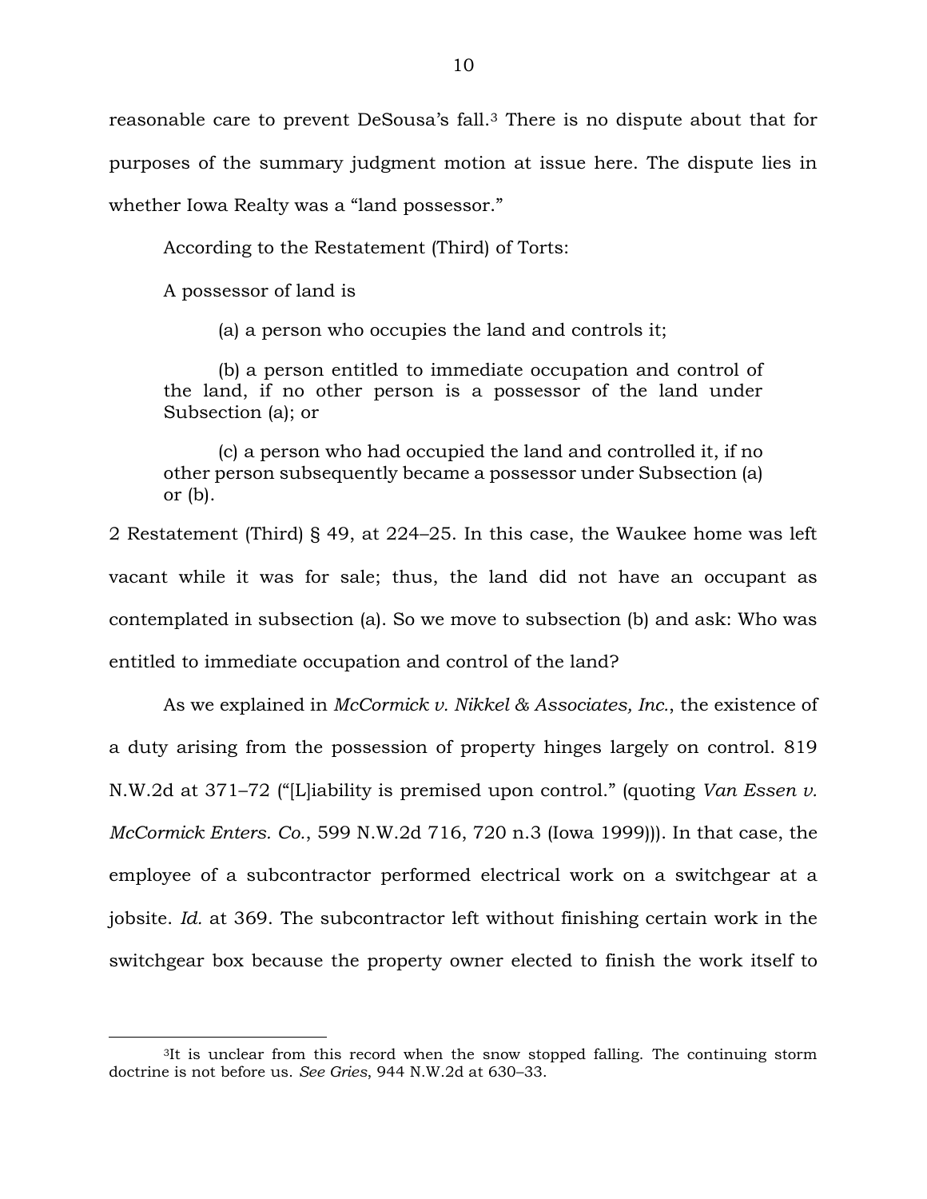reasonable care to prevent DeSousa's fall.[3] There is no dispute about that for purposes of the summary judgment motion at issue here. The dispute lies in whether Iowa Realty was a "land possessor."

According to the Restatement (Third) of Torts:

> A possessor of land is
>
> (a) a person who occupies the land and controls it;
>
> (b) a person entitled to immediate occupation and control of the land, if no other person is a possessor of the land under Subsection (a); or
>
> (c) a person who had occupied the land and controlled it, if no other person subsequently became a possessor under Subsection (a) or (b).

2 Restatement (Third) § 49, at 224–25. In this case, the Waukee home was left vacant while it was for sale; thus, the land did not have an occupant as contemplated in subsection (a). So we move to subsection (b) and ask: Who was entitled to immediate occupation and control of the land?

As we explained in *McCormick v. Nikkel & Associates, Inc.*, the existence of a duty arising from the possession of property hinges largely on control. 819 N.W.2d at 371–72 ("[L]iability is premised upon control." (quoting *Van Essen v. McCormick Enters. Co.*, 599 N.W.2d 716, 720 n.3 (Iowa 1999))). In that case, the employee of a subcontractor performed electrical work on a switchgear at a jobsite. *Id.* at 369. The subcontractor left without finishing certain work in the switchgear box because the property owner elected to finish the work itself to

---

[3]It is unclear from this record when the snow stopped falling. The continuing storm doctrine is not before us. *See Gries*, 944 N.W.2d at 630–33.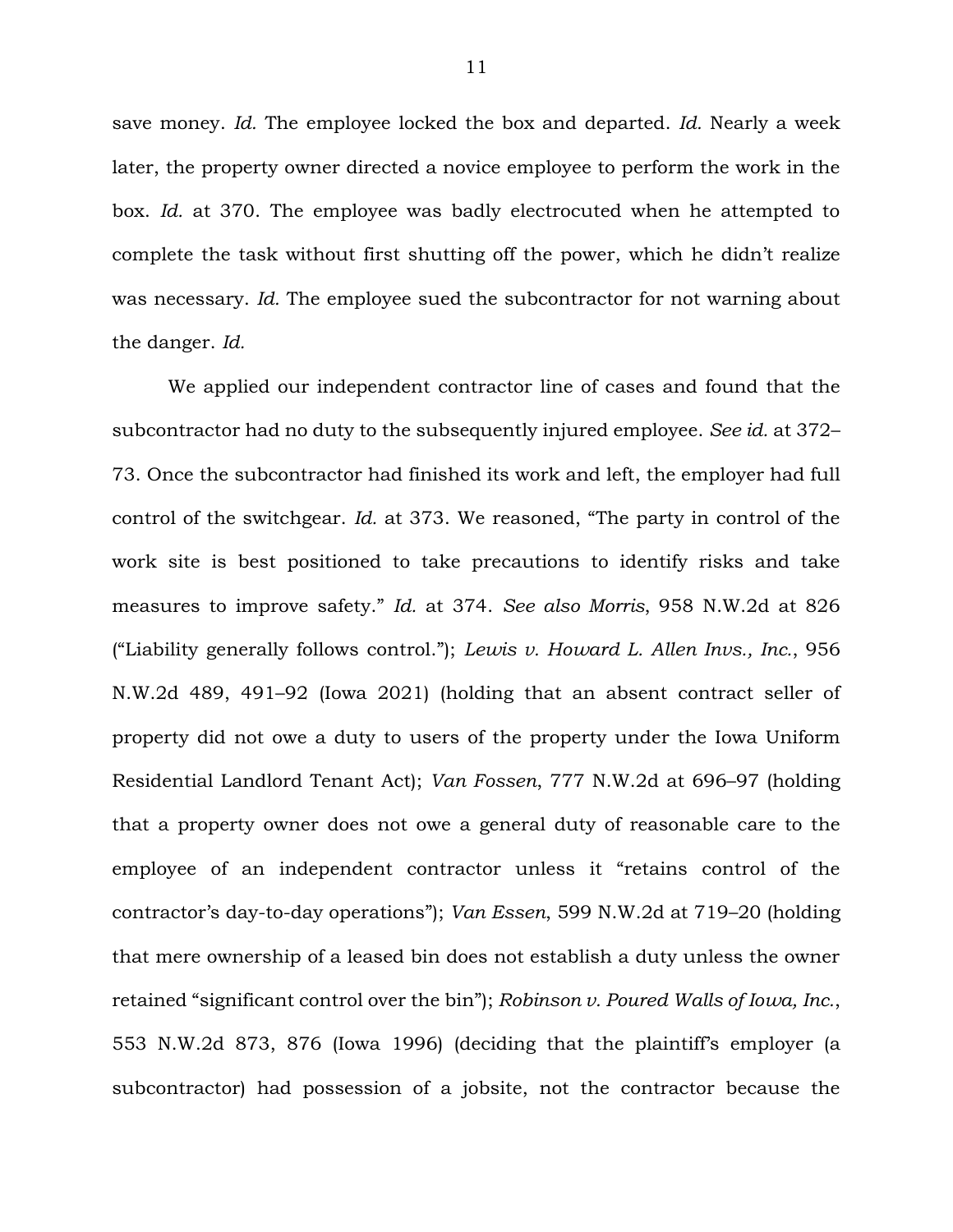save money. *Id.* The employee locked the box and departed. *Id.* Nearly a week later, the property owner directed a novice employee to perform the work in the box. *Id.* at 370. The employee was badly electrocuted when he attempted to complete the task without first shutting off the power, which he didn't realize was necessary. *Id.* The employee sued the subcontractor for not warning about the danger. *Id.*

We applied our independent contractor line of cases and found that the subcontractor had no duty to the subsequently injured employee. *See id.* at 372–73. Once the subcontractor had finished its work and left, the employer had full control of the switchgear. *Id.* at 373. We reasoned, "The party in control of the work site is best positioned to take precautions to identify risks and take measures to improve safety." *Id.* at 374. *See also Morris*, 958 N.W.2d at 826 ("Liability generally follows control."); *Lewis v. Howard L. Allen Invs., Inc.*, 956 N.W.2d 489, 491–92 (Iowa 2021) (holding that an absent contract seller of property did not owe a duty to users of the property under the Iowa Uniform Residential Landlord Tenant Act); *Van Fossen*, 777 N.W.2d at 696–97 (holding that a property owner does not owe a general duty of reasonable care to the employee of an independent contractor unless it "retains control of the contractor's day-to-day operations"); *Van Essen*, 599 N.W.2d at 719–20 (holding that mere ownership of a leased bin does not establish a duty unless the owner retained "significant control over the bin"); *Robinson v. Poured Walls of Iowa, Inc.*, 553 N.W.2d 873, 876 (Iowa 1996) (deciding that the plaintiff's employer (a subcontractor) had possession of a jobsite, not the contractor because the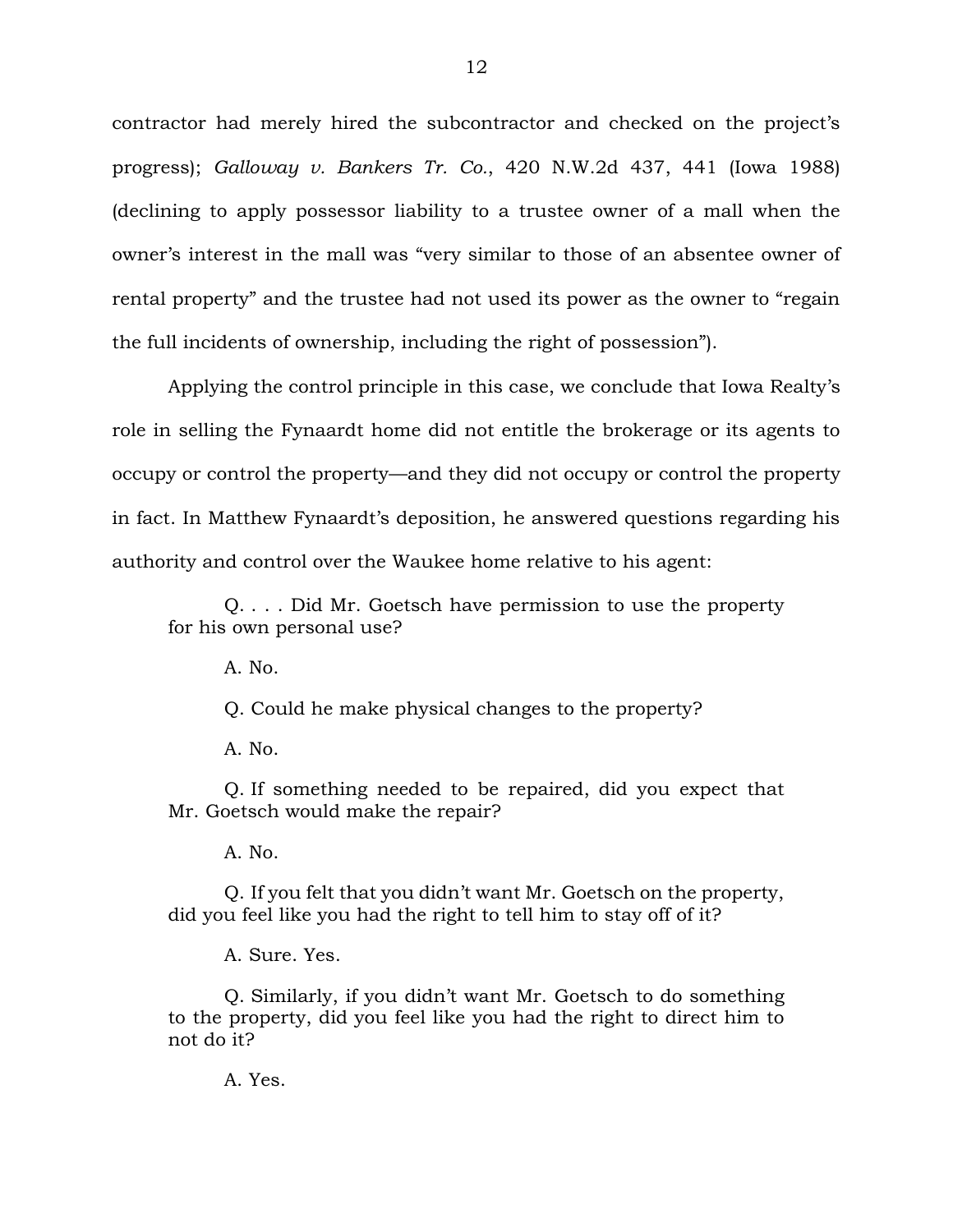contractor had merely hired the subcontractor and checked on the project's progress); *Galloway v. Bankers Tr. Co.*, 420 N.W.2d 437, 441 (Iowa 1988) (declining to apply possessor liability to a trustee owner of a mall when the owner's interest in the mall was "very similar to those of an absentee owner of rental property" and the trustee had not used its power as the owner to "regain the full incidents of ownership, including the right of possession").

Applying the control principle in this case, we conclude that Iowa Realty's role in selling the Fynaardt home did not entitle the brokerage or its agents to occupy or control the property—and they did not occupy or control the property in fact. In Matthew Fynaardt's deposition, he answered questions regarding his authority and control over the Waukee home relative to his agent:

> Q. . . . Did Mr. Goetsch have permission to use the property for his own personal use?
>
> A. No.
>
> Q. Could he make physical changes to the property?
>
> A. No.
>
> Q. If something needed to be repaired, did you expect that Mr. Goetsch would make the repair?
>
> A. No.
>
> Q. If you felt that you didn't want Mr. Goetsch on the property, did you feel like you had the right to tell him to stay off of it?
>
> A. Sure. Yes.
>
> Q. Similarly, if you didn't want Mr. Goetsch to do something to the property, did you feel like you had the right to direct him to not do it?
>
> A. Yes.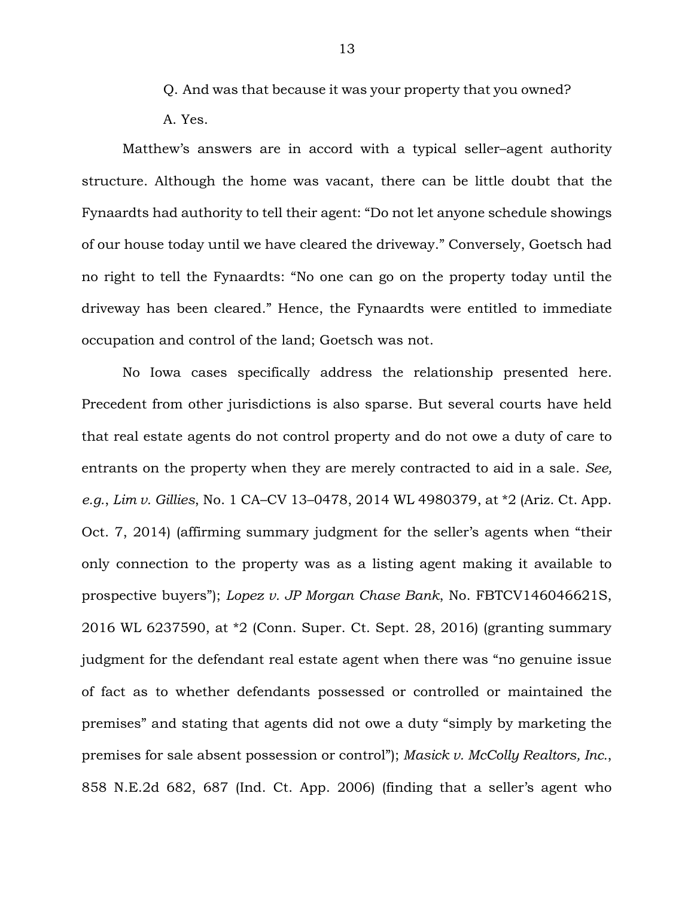Q. And was that because it was your property that you owned?

A. Yes.

Matthew's answers are in accord with a typical seller–agent authority structure. Although the home was vacant, there can be little doubt that the Fynaardts had authority to tell their agent: "Do not let anyone schedule showings of our house today until we have cleared the driveway." Conversely, Goetsch had no right to tell the Fynaardts: "No one can go on the property today until the driveway has been cleared." Hence, the Fynaardts were entitled to immediate occupation and control of the land; Goetsch was not.

No Iowa cases specifically address the relationship presented here. Precedent from other jurisdictions is also sparse. But several courts have held that real estate agents do not control property and do not owe a duty of care to entrants on the property when they are merely contracted to aid in a sale. *See, e.g.*, *Lim v. Gillies*, No. 1 CA–CV 13–0478, 2014 WL 4980379, at *2 (Ariz. Ct. App. Oct. 7, 2014) (affirming summary judgment for the seller's agents when "their only connection to the property was as a listing agent making it available to prospective buyers"); *Lopez v. JP Morgan Chase Bank*, No. FBTCV146046621S, 2016 WL 6237590, at *2 (Conn. Super. Ct. Sept. 28, 2016) (granting summary judgment for the defendant real estate agent when there was "no genuine issue of fact as to whether defendants possessed or controlled or maintained the premises" and stating that agents did not owe a duty "simply by marketing the premises for sale absent possession or control"); *Masick v. McColly Realtors, Inc.*, 858 N.E.2d 682, 687 (Ind. Ct. App. 2006) (finding that a seller's agent who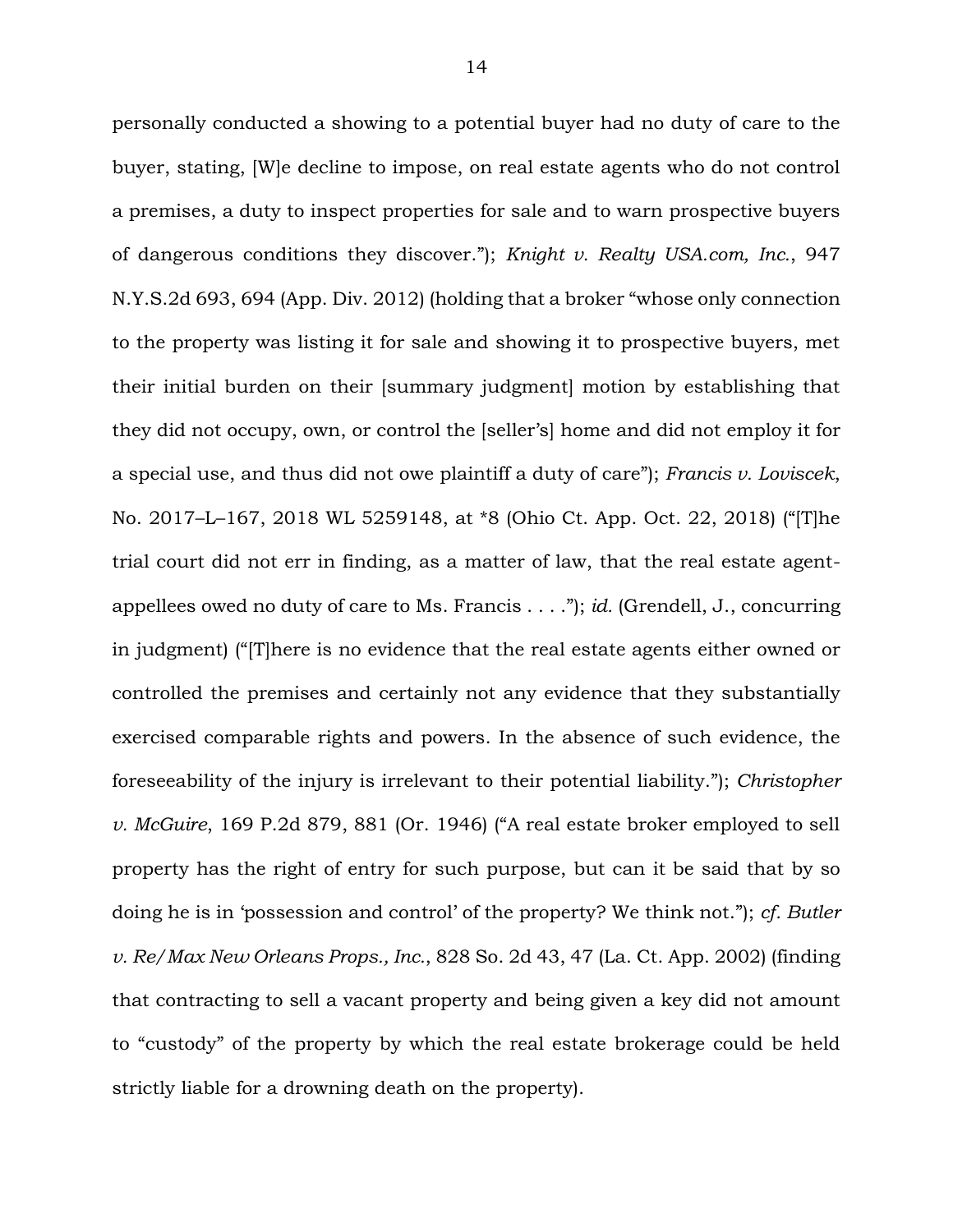personally conducted a showing to a potential buyer had no duty of care to the buyer, stating, [W]e decline to impose, on real estate agents who do not control a premises, a duty to inspect properties for sale and to warn prospective buyers of dangerous conditions they discover."); *Knight v. Realty USA.com, Inc.*, 947 N.Y.S.2d 693, 694 (App. Div. 2012) (holding that a broker "whose only connection to the property was listing it for sale and showing it to prospective buyers, met their initial burden on their [summary judgment] motion by establishing that they did not occupy, own, or control the [seller's] home and did not employ it for a special use, and thus did not owe plaintiff a duty of care"); *Francis v. Loviscek*, No. 2017–L–167, 2018 WL 5259148, at *8 (Ohio Ct. App. Oct. 22, 2018) ("[T]he trial court did not err in finding, as a matter of law, that the real estate agent-appellees owed no duty of care to Ms. Francis . . . ."); *id.* (Grendell, J., concurring in judgment) ("[T]here is no evidence that the real estate agents either owned or controlled the premises and certainly not any evidence that they substantially exercised comparable rights and powers. In the absence of such evidence, the foreseeability of the injury is irrelevant to their potential liability."); *Christopher v. McGuire*, 169 P.2d 879, 881 (Or. 1946) ("A real estate broker employed to sell property has the right of entry for such purpose, but can it be said that by so doing he is in 'possession and control' of the property? We think not."); *cf. Butler v. Re/Max New Orleans Props., Inc.*, 828 So. 2d 43, 47 (La. Ct. App. 2002) (finding that contracting to sell a vacant property and being given a key did not amount to "custody" of the property by which the real estate brokerage could be held strictly liable for a drowning death on the property).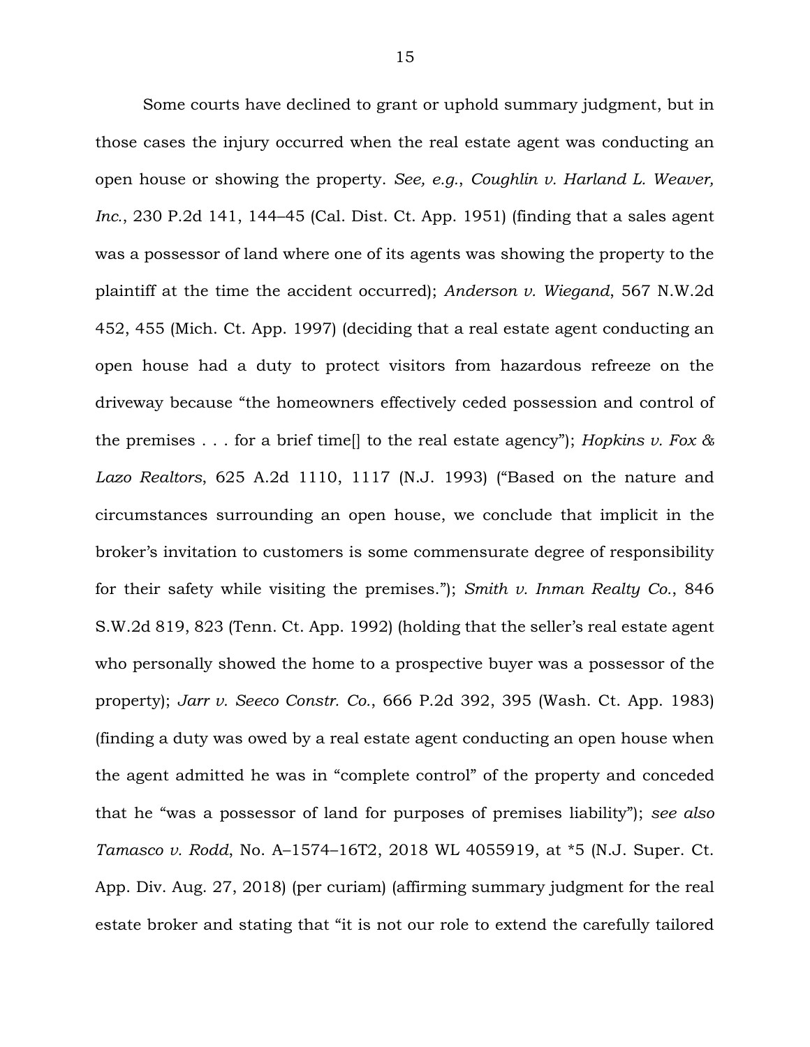Some courts have declined to grant or uphold summary judgment, but in those cases the injury occurred when the real estate agent was conducting an open house or showing the property. *See, e.g.*, *Coughlin v. Harland L. Weaver, Inc.*, 230 P.2d 141, 144–45 (Cal. Dist. Ct. App. 1951) (finding that a sales agent was a possessor of land where one of its agents was showing the property to the plaintiff at the time the accident occurred); *Anderson v. Wiegand*, 567 N.W.2d 452, 455 (Mich. Ct. App. 1997) (deciding that a real estate agent conducting an open house had a duty to protect visitors from hazardous refreeze on the driveway because "the homeowners effectively ceded possession and control of the premises . . . for a brief time[] to the real estate agency"); *Hopkins v. Fox & Lazo Realtors*, 625 A.2d 1110, 1117 (N.J. 1993) ("Based on the nature and circumstances surrounding an open house, we conclude that implicit in the broker's invitation to customers is some commensurate degree of responsibility for their safety while visiting the premises."); *Smith v. Inman Realty Co.*, 846 S.W.2d 819, 823 (Tenn. Ct. App. 1992) (holding that the seller's real estate agent who personally showed the home to a prospective buyer was a possessor of the property); *Jarr v. Seeco Constr. Co.*, 666 P.2d 392, 395 (Wash. Ct. App. 1983) (finding a duty was owed by a real estate agent conducting an open house when the agent admitted he was in "complete control" of the property and conceded that he "was a possessor of land for purposes of premises liability"); *see also Tamasco v. Rodd*, No. A–1574–16T2, 2018 WL 4055919, at *5 (N.J. Super. Ct. App. Div. Aug. 27, 2018) (per curiam) (affirming summary judgment for the real estate broker and stating that "it is not our role to extend the carefully tailored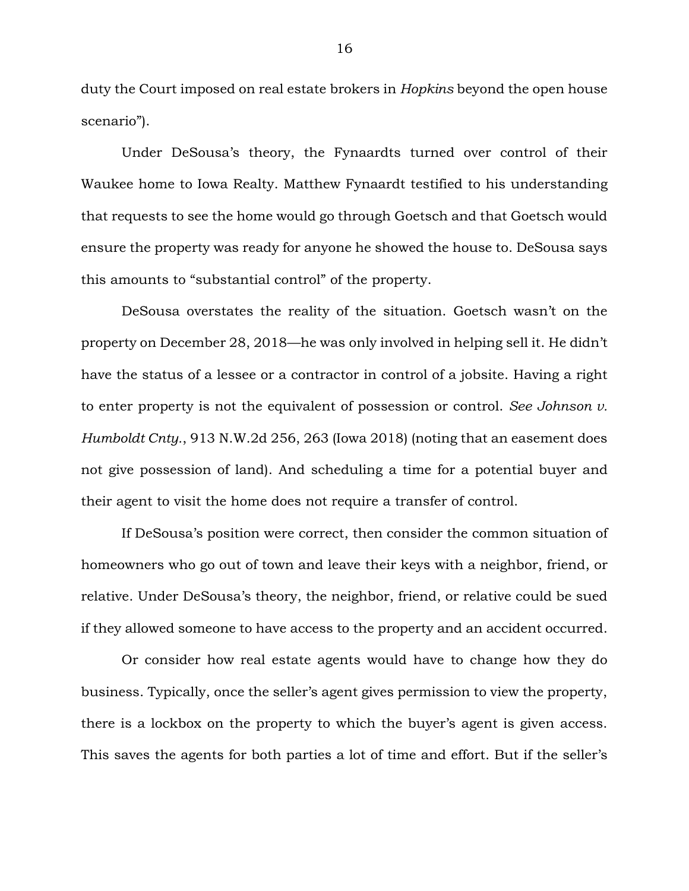duty the Court imposed on real estate brokers in *Hopkins* beyond the open house scenario").

Under DeSousa's theory, the Fynaardts turned over control of their Waukee home to Iowa Realty. Matthew Fynaardt testified to his understanding that requests to see the home would go through Goetsch and that Goetsch would ensure the property was ready for anyone he showed the house to. DeSousa says this amounts to "substantial control" of the property.

DeSousa overstates the reality of the situation. Goetsch wasn't on the property on December 28, 2018—he was only involved in helping sell it. He didn't have the status of a lessee or a contractor in control of a jobsite. Having a right to enter property is not the equivalent of possession or control. *See Johnson v. Humboldt Cnty.*, 913 N.W.2d 256, 263 (Iowa 2018) (noting that an easement does not give possession of land). And scheduling a time for a potential buyer and their agent to visit the home does not require a transfer of control.

If DeSousa's position were correct, then consider the common situation of homeowners who go out of town and leave their keys with a neighbor, friend, or relative. Under DeSousa's theory, the neighbor, friend, or relative could be sued if they allowed someone to have access to the property and an accident occurred.

Or consider how real estate agents would have to change how they do business. Typically, once the seller's agent gives permission to view the property, there is a lockbox on the property to which the buyer's agent is given access. This saves the agents for both parties a lot of time and effort. But if the seller's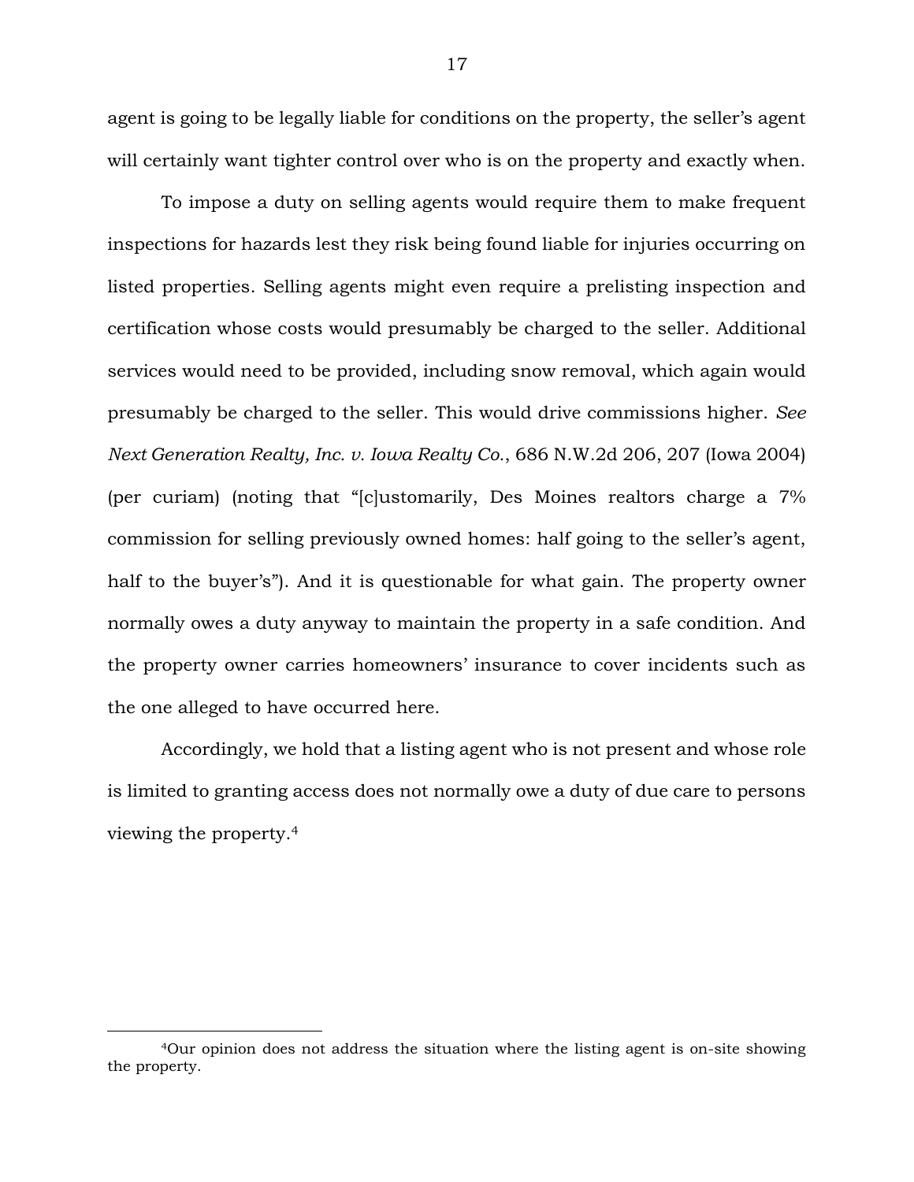agent is going to be legally liable for conditions on the property, the seller's agent will certainly want tighter control over who is on the property and exactly when.

To impose a duty on selling agents would require them to make frequent inspections for hazards lest they risk being found liable for injuries occurring on listed properties. Selling agents might even require a prelisting inspection and certification whose costs would presumably be charged to the seller. Additional services would need to be provided, including snow removal, which again would presumably be charged to the seller. This would drive commissions higher. *See Next Generation Realty, Inc. v. Iowa Realty Co.*, 686 N.W.2d 206, 207 (Iowa 2004) (per curiam) (noting that "[c]ustomarily, Des Moines realtors charge a 7% commission for selling previously owned homes: half going to the seller's agent, half to the buyer's"). And it is questionable for what gain. The property owner normally owes a duty anyway to maintain the property in a safe condition. And the property owner carries homeowners' insurance to cover incidents such as the one alleged to have occurred here.

Accordingly, we hold that a listing agent who is not present and whose role is limited to granting access does not normally owe a duty of due care to persons viewing the property.[4]

---

[4]Our opinion does not address the situation where the listing agent is on-site showing the property.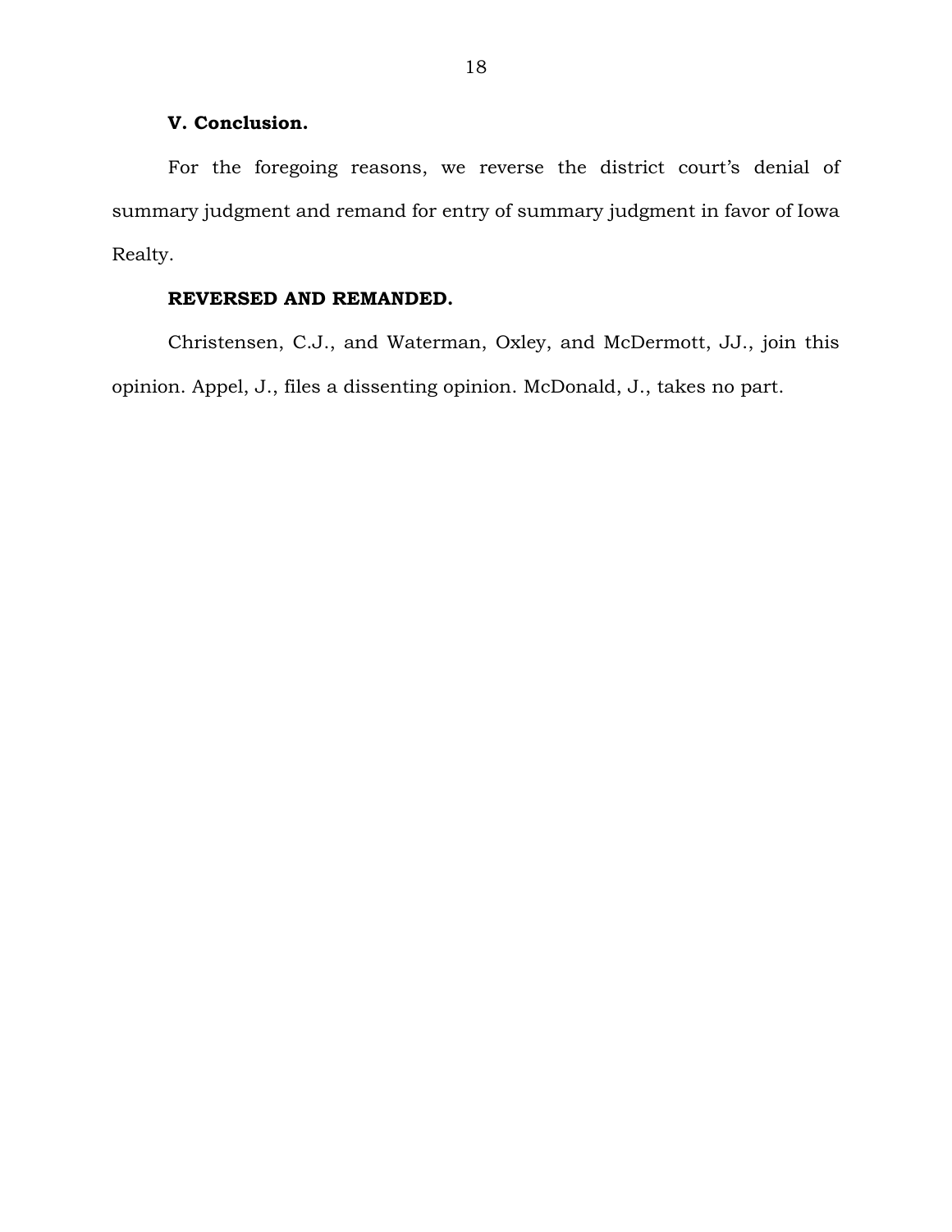**V. Conclusion.**

For the foregoing reasons, we reverse the district court's denial of summary judgment and remand for entry of summary judgment in favor of Iowa Realty.

**REVERSED AND REMANDED.**

Christensen, C.J., and Waterman, Oxley, and McDermott, JJ., join this opinion. Appel, J., files a dissenting opinion. McDonald, J., takes no part.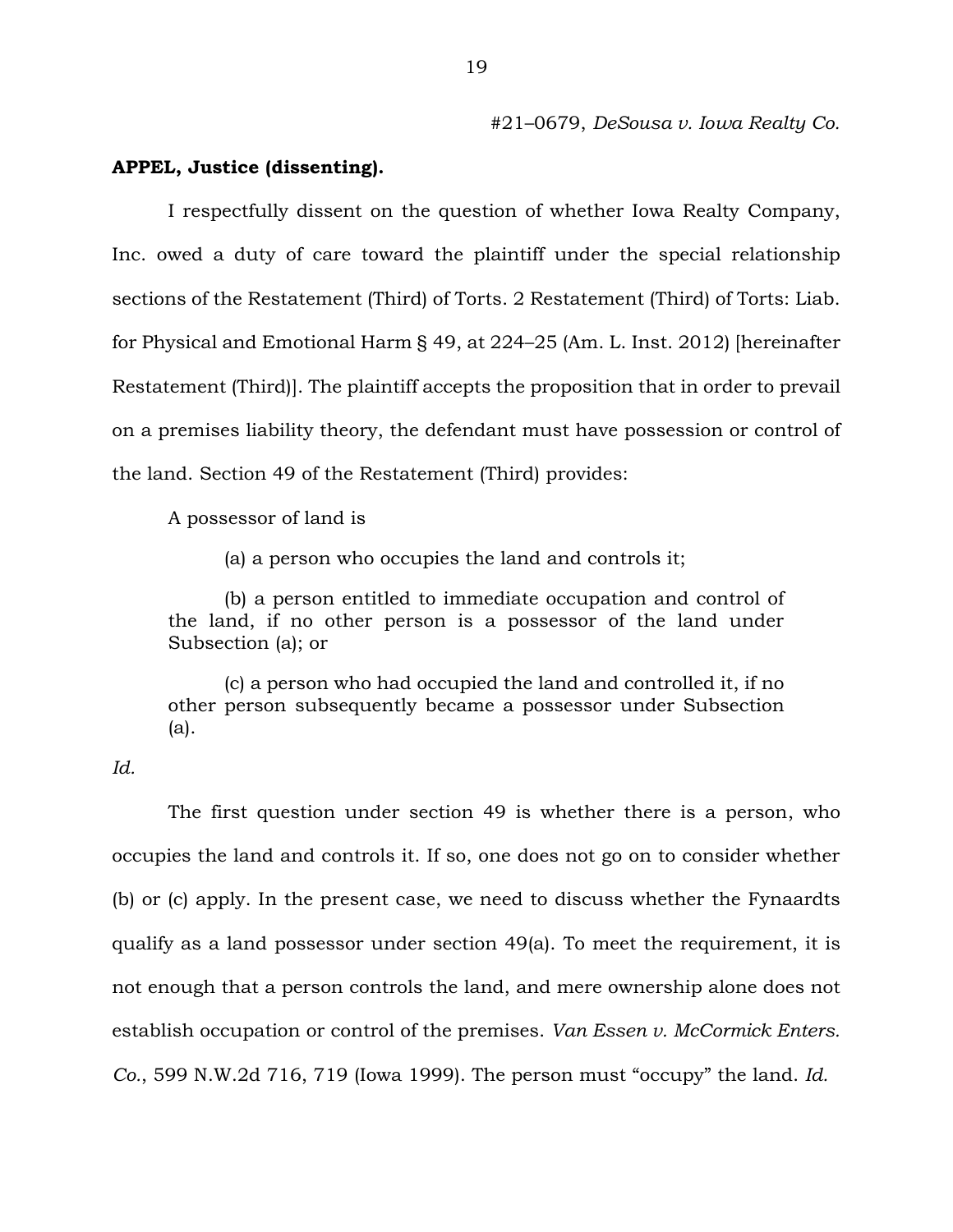#21–0679, *DeSousa v. Iowa Realty Co.*

**APPEL, Justice (dissenting).**

I respectfully dissent on the question of whether Iowa Realty Company, Inc. owed a duty of care toward the plaintiff under the special relationship sections of the Restatement (Third) of Torts. 2 Restatement (Third) of Torts: Liab. for Physical and Emotional Harm § 49, at 224–25 (Am. L. Inst. 2012) [hereinafter Restatement (Third)]. The plaintiff accepts the proposition that in order to prevail on a premises liability theory, the defendant must have possession or control of the land. Section 49 of the Restatement (Third) provides:

> A possessor of land is
>
> (a) a person who occupies the land and controls it;
>
> (b) a person entitled to immediate occupation and control of the land, if no other person is a possessor of the land under Subsection (a); or
>
> (c) a person who had occupied the land and controlled it, if no other person subsequently became a possessor under Subsection (a).

*Id.*

The first question under section 49 is whether there is a person, who occupies the land and controls it. If so, one does not go on to consider whether (b) or (c) apply. In the present case, we need to discuss whether the Fynaardts qualify as a land possessor under section 49(a). To meet the requirement, it is not enough that a person controls the land, and mere ownership alone does not establish occupation or control of the premises. *Van Essen v. McCormick Enters. Co.*, 599 N.W.2d 716, 719 (Iowa 1999). The person must "occupy" the land. *Id.*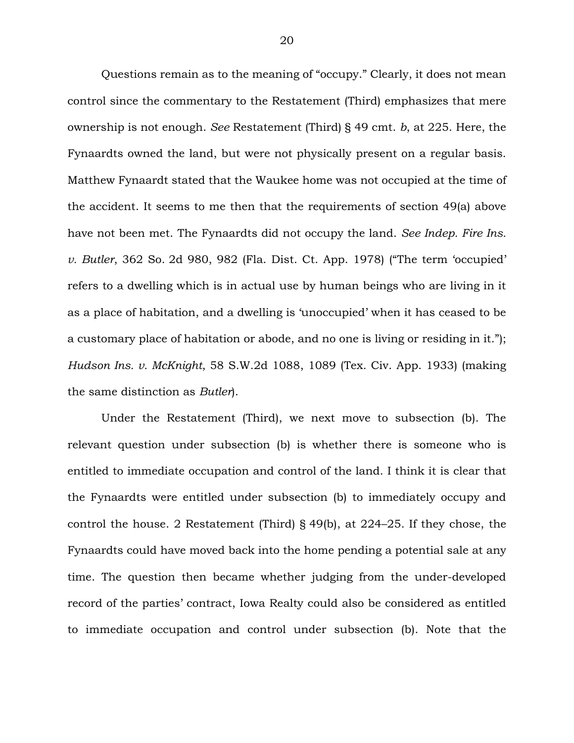Questions remain as to the meaning of "occupy." Clearly, it does not mean control since the commentary to the Restatement (Third) emphasizes that mere ownership is not enough. *See* Restatement (Third) § 49 cmt. *b*, at 225. Here, the Fynaardts owned the land, but were not physically present on a regular basis. Matthew Fynaardt stated that the Waukee home was not occupied at the time of the accident. It seems to me then that the requirements of section 49(a) above have not been met. The Fynaardts did not occupy the land. *See Indep. Fire Ins. v. Butler*, 362 So. 2d 980, 982 (Fla. Dist. Ct. App. 1978) ("The term 'occupied' refers to a dwelling which is in actual use by human beings who are living in it as a place of habitation, and a dwelling is 'unoccupied' when it has ceased to be a customary place of habitation or abode, and no one is living or residing in it."); *Hudson Ins. v. McKnight*, 58 S.W.2d 1088, 1089 (Tex. Civ. App. 1933) (making the same distinction as *Butler*).

Under the Restatement (Third), we next move to subsection (b). The relevant question under subsection (b) is whether there is someone who is entitled to immediate occupation and control of the land. I think it is clear that the Fynaardts were entitled under subsection (b) to immediately occupy and control the house. 2 Restatement (Third) § 49(b), at 224–25. If they chose, the Fynaardts could have moved back into the home pending a potential sale at any time. The question then became whether judging from the under-developed record of the parties' contract, Iowa Realty could also be considered as entitled to immediate occupation and control under subsection (b). Note that the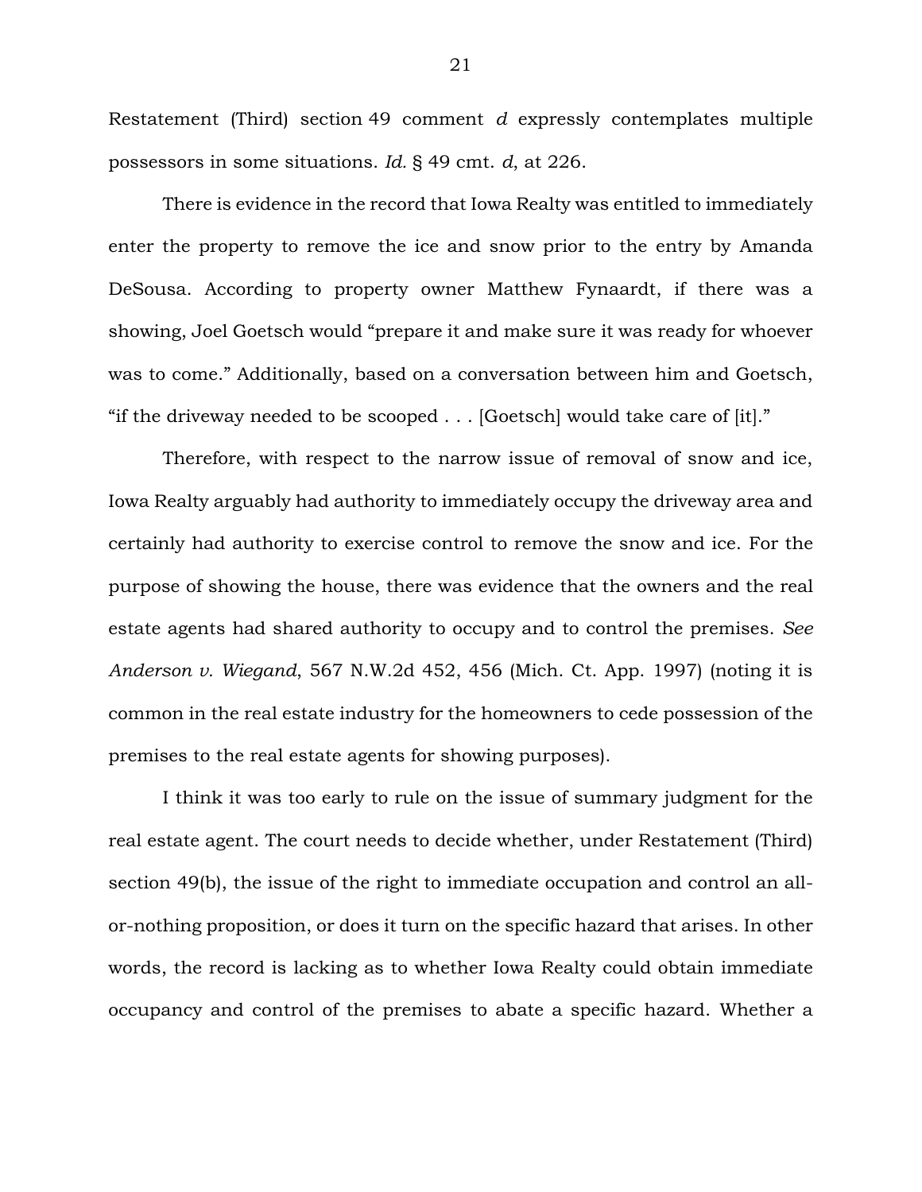Restatement (Third) section 49 comment *d* expressly contemplates multiple possessors in some situations. *Id.* § 49 cmt. *d*, at 226.

There is evidence in the record that Iowa Realty was entitled to immediately enter the property to remove the ice and snow prior to the entry by Amanda DeSousa. According to property owner Matthew Fynaardt, if there was a showing, Joel Goetsch would "prepare it and make sure it was ready for whoever was to come." Additionally, based on a conversation between him and Goetsch, "if the driveway needed to be scooped . . . [Goetsch] would take care of [it]."

Therefore, with respect to the narrow issue of removal of snow and ice, Iowa Realty arguably had authority to immediately occupy the driveway area and certainly had authority to exercise control to remove the snow and ice. For the purpose of showing the house, there was evidence that the owners and the real estate agents had shared authority to occupy and to control the premises. *See Anderson v. Wiegand*, 567 N.W.2d 452, 456 (Mich. Ct. App. 1997) (noting it is common in the real estate industry for the homeowners to cede possession of the premises to the real estate agents for showing purposes).

I think it was too early to rule on the issue of summary judgment for the real estate agent. The court needs to decide whether, under Restatement (Third) section 49(b), the issue of the right to immediate occupation and control an all-or-nothing proposition, or does it turn on the specific hazard that arises. In other words, the record is lacking as to whether Iowa Realty could obtain immediate occupancy and control of the premises to abate a specific hazard. Whether a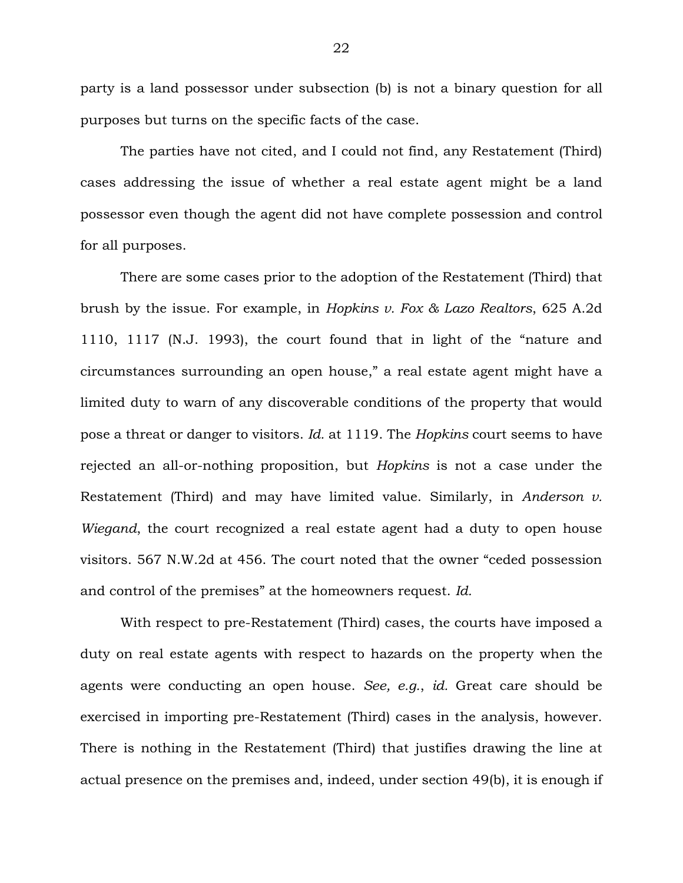party is a land possessor under subsection (b) is not a binary question for all purposes but turns on the specific facts of the case.

The parties have not cited, and I could not find, any Restatement (Third) cases addressing the issue of whether a real estate agent might be a land possessor even though the agent did not have complete possession and control for all purposes.

There are some cases prior to the adoption of the Restatement (Third) that brush by the issue. For example, in *Hopkins v. Fox & Lazo Realtors*, 625 A.2d 1110, 1117 (N.J. 1993), the court found that in light of the "nature and circumstances surrounding an open house," a real estate agent might have a limited duty to warn of any discoverable conditions of the property that would pose a threat or danger to visitors. *Id.* at 1119. The *Hopkins* court seems to have rejected an all-or-nothing proposition, but *Hopkins* is not a case under the Restatement (Third) and may have limited value. Similarly, in *Anderson v. Wiegand*, the court recognized a real estate agent had a duty to open house visitors. 567 N.W.2d at 456. The court noted that the owner "ceded possession and control of the premises" at the homeowners request. *Id.*

With respect to pre-Restatement (Third) cases, the courts have imposed a duty on real estate agents with respect to hazards on the property when the agents were conducting an open house. *See, e.g.*, *id.* Great care should be exercised in importing pre-Restatement (Third) cases in the analysis, however. There is nothing in the Restatement (Third) that justifies drawing the line at actual presence on the premises and, indeed, under section 49(b), it is enough if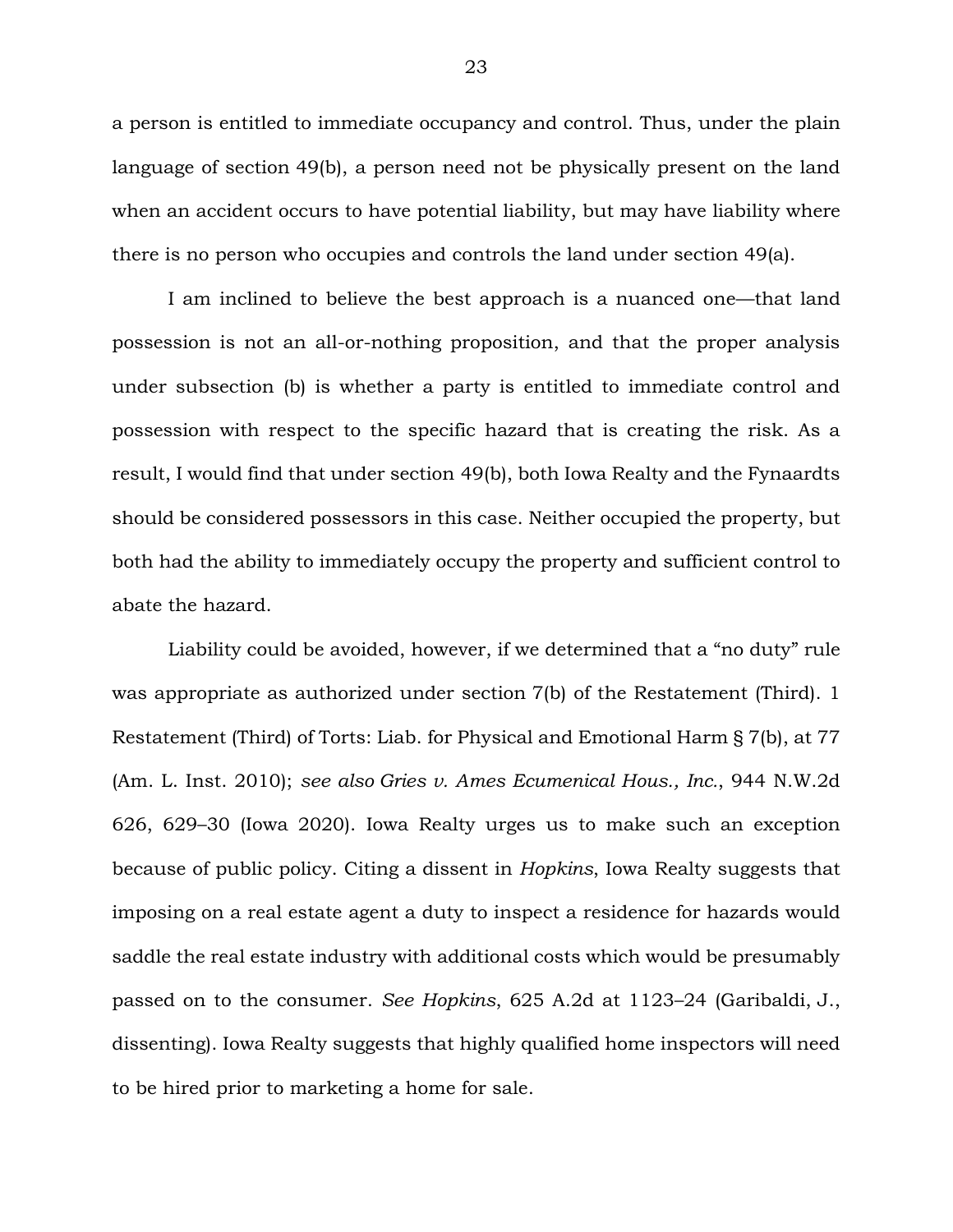a person is entitled to immediate occupancy and control. Thus, under the plain language of section 49(b), a person need not be physically present on the land when an accident occurs to have potential liability, but may have liability where there is no person who occupies and controls the land under section 49(a).

I am inclined to believe the best approach is a nuanced one—that land possession is not an all-or-nothing proposition, and that the proper analysis under subsection (b) is whether a party is entitled to immediate control and possession with respect to the specific hazard that is creating the risk. As a result, I would find that under section 49(b), both Iowa Realty and the Fynaardts should be considered possessors in this case. Neither occupied the property, but both had the ability to immediately occupy the property and sufficient control to abate the hazard.

Liability could be avoided, however, if we determined that a "no duty" rule was appropriate as authorized under section 7(b) of the Restatement (Third). 1 Restatement (Third) of Torts: Liab. for Physical and Emotional Harm § 7(b), at 77 (Am. L. Inst. 2010); *see also Gries v. Ames Ecumenical Hous., Inc.*, 944 N.W.2d 626, 629–30 (Iowa 2020). Iowa Realty urges us to make such an exception because of public policy. Citing a dissent in *Hopkins*, Iowa Realty suggests that imposing on a real estate agent a duty to inspect a residence for hazards would saddle the real estate industry with additional costs which would be presumably passed on to the consumer. *See Hopkins*, 625 A.2d at 1123–24 (Garibaldi, J., dissenting). Iowa Realty suggests that highly qualified home inspectors will need to be hired prior to marketing a home for sale.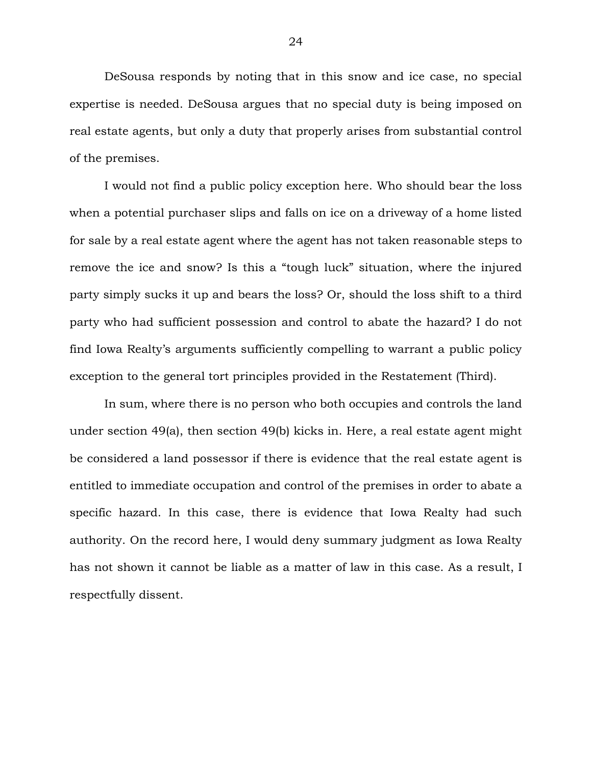DeSousa responds by noting that in this snow and ice case, no special expertise is needed. DeSousa argues that no special duty is being imposed on real estate agents, but only a duty that properly arises from substantial control of the premises.

I would not find a public policy exception here. Who should bear the loss when a potential purchaser slips and falls on ice on a driveway of a home listed for sale by a real estate agent where the agent has not taken reasonable steps to remove the ice and snow? Is this a "tough luck" situation, where the injured party simply sucks it up and bears the loss? Or, should the loss shift to a third party who had sufficient possession and control to abate the hazard? I do not find Iowa Realty's arguments sufficiently compelling to warrant a public policy exception to the general tort principles provided in the Restatement (Third).

In sum, where there is no person who both occupies and controls the land under section 49(a), then section 49(b) kicks in. Here, a real estate agent might be considered a land possessor if there is evidence that the real estate agent is entitled to immediate occupation and control of the premises in order to abate a specific hazard. In this case, there is evidence that Iowa Realty had such authority. On the record here, I would deny summary judgment as Iowa Realty has not shown it cannot be liable as a matter of law in this case. As a result, I respectfully dissent.